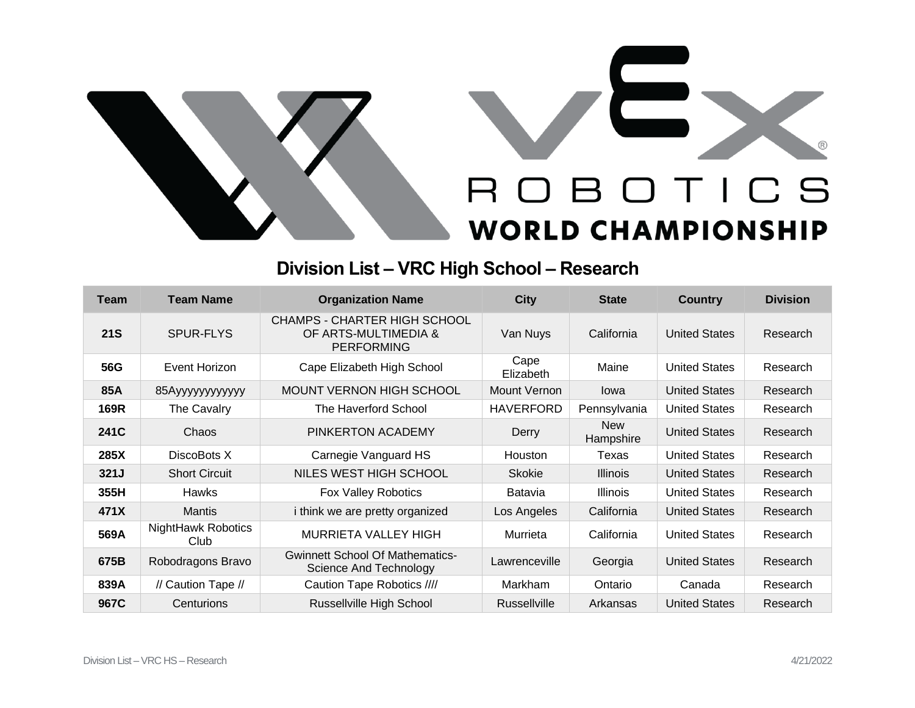# Division List – VRC High School – Research

| Team | Team Name | Organization Name | City | State | Country | Division |
|---|---|---|---|---|---|---|
| **21S** | SPUR-FLYS | CHAMPS - CHARTER HIGH SCHOOL OF ARTS-MULTIMEDIA & PERFORMING | Van Nuys | California | United States | Research |
| **56G** | Event Horizon | Cape Elizabeth High School | Cape Elizabeth | Maine | United States | Research |
| **85A** | 85Ayyyyyyyyyyyy | MOUNT VERNON HIGH SCHOOL | Mount Vernon | Iowa | United States | Research |
| **169R** | The Cavalry | The Haverford School | HAVERFORD | Pennsylvania | United States | Research |
| **241C** | Chaos | PINKERTON ACADEMY | Derry | New Hampshire | United States | Research |
| **285X** | DiscoBots X | Carnegie Vanguard HS | Houston | Texas | United States | Research |
| **321J** | Short Circuit | NILES WEST HIGH SCHOOL | Skokie | Illinois | United States | Research |
| **355H** | Hawks | Fox Valley Robotics | Batavia | Illinois | United States | Research |
| **471X** | Mantis | i think we are pretty organized | Los Angeles | California | United States | Research |
| **569A** | NightHawk Robotics Club | MURRIETA VALLEY HIGH | Murrieta | California | United States | Research |
| **675B** | Robodragons Bravo | Gwinnett School Of Mathematics-Science And Technology | Lawrenceville | Georgia | United States | Research |
| **839A** | // Caution Tape // | Caution Tape Robotics //// | Markham | Ontario | Canada | Research |
| **967C** | Centurions | Russellville High School | Russellville | Arkansas | United States | Research |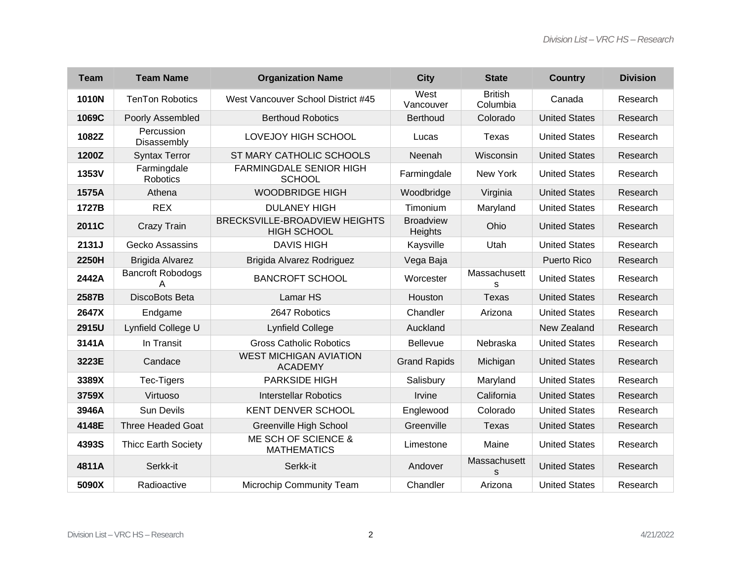| Team | Team Name | Organization Name | City | State | Country | Division |
|---|---|---|---|---|---|---|
| **1010N** | TenTon Robotics | West Vancouver School District #45 | West Vancouver | British Columbia | Canada | Research |
| **1069C** | Poorly Assembled | Berthoud Robotics | Berthoud | Colorado | United States | Research |
| **1082Z** | Percussion Disassembly | LOVEJOY HIGH SCHOOL | Lucas | Texas | United States | Research |
| **1200Z** | Syntax Terror | ST MARY CATHOLIC SCHOOLS | Neenah | Wisconsin | United States | Research |
| **1353V** | Farmingdale Robotics | FARMINGDALE SENIOR HIGH SCHOOL | Farmingdale | New York | United States | Research |
| **1575A** | Athena | WOODBRIDGE HIGH | Woodbridge | Virginia | United States | Research |
| **1727B** | REX | DULANEY HIGH | Timonium | Maryland | United States | Research |
| **2011C** | Crazy Train | BRECKSVILLE-BROADVIEW HEIGHTS HIGH SCHOOL | Broadview Heights | Ohio | United States | Research |
| **2131J** | Gecko Assassins | DAVIS HIGH | Kaysville | Utah | United States | Research |
| **2250H** | Brigida Alvarez | Brigida Alvarez Rodriguez | Vega Baja | | Puerto Rico | Research |
| **2442A** | Bancroft Robodogs A | BANCROFT SCHOOL | Worcester | Massachusetts | United States | Research |
| **2587B** | DiscoBots Beta | Lamar HS | Houston | Texas | United States | Research |
| **2647X** | Endgame | 2647 Robotics | Chandler | Arizona | United States | Research |
| **2915U** | Lynfield College U | Lynfield College | Auckland | | New Zealand | Research |
| **3141A** | In Transit | Gross Catholic Robotics | Bellevue | Nebraska | United States | Research |
| **3223E** | Candace | WEST MICHIGAN AVIATION ACADEMY | Grand Rapids | Michigan | United States | Research |
| **3389X** | Tec-Tigers | PARKSIDE HIGH | Salisbury | Maryland | United States | Research |
| **3759X** | Virtuoso | Interstellar Robotics | Irvine | California | United States | Research |
| **3946A** | Sun Devils | KENT DENVER SCHOOL | Englewood | Colorado | United States | Research |
| **4148E** | Three Headed Goat | Greenville High School | Greenville | Texas | United States | Research |
| **4393S** | Thicc Earth Society | ME SCH OF SCIENCE & MATHEMATICS | Limestone | Maine | United States | Research |
| **4811A** | Serkk-it | Serkk-it | Andover | Massachusetts | United States | Research |
| **5090X** | Radioactive | Microchip Community Team | Chandler | Arizona | United States | Research |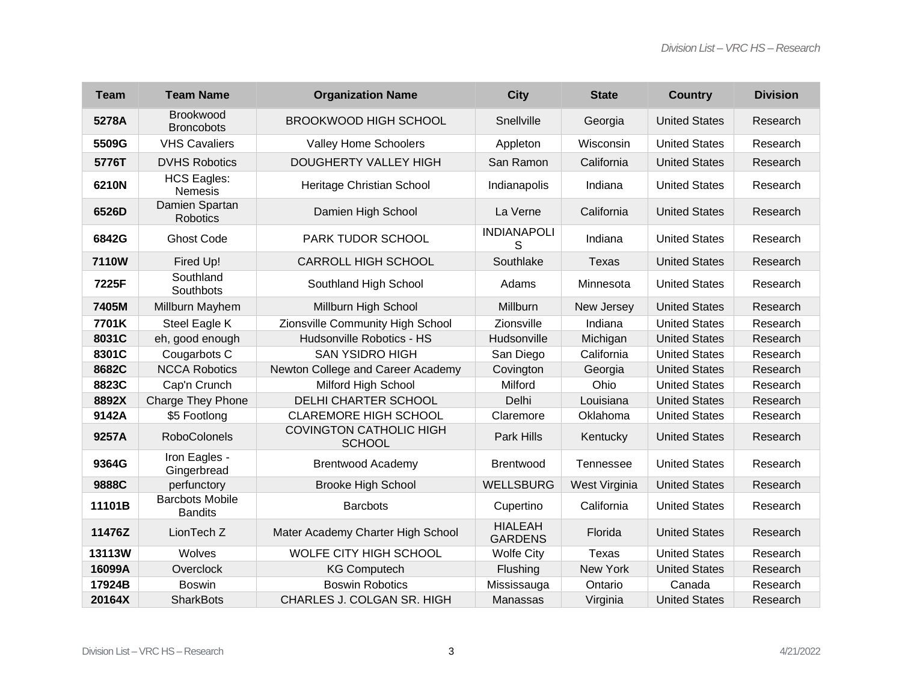| Team | Team Name | Organization Name | City | State | Country | Division |
|---|---|---|---|---|---|---|
| **5278A** | Brookwood Broncobots | BROOKWOOD HIGH SCHOOL | Snellville | Georgia | United States | Research |
| **5509G** | VHS Cavaliers | Valley Home Schoolers | Appleton | Wisconsin | United States | Research |
| **5776T** | DVHS Robotics | DOUGHERTY VALLEY HIGH | San Ramon | California | United States | Research |
| **6210N** | HCS Eagles: Nemesis | Heritage Christian School | Indianapolis | Indiana | United States | Research |
| **6526D** | Damien Spartan Robotics | Damien High School | La Verne | California | United States | Research |
| **6842G** | Ghost Code | PARK TUDOR SCHOOL | INDIANAPOLIS | Indiana | United States | Research |
| **7110W** | Fired Up! | CARROLL HIGH SCHOOL | Southlake | Texas | United States | Research |
| **7225F** | Southland Southbots | Southland High School | Adams | Minnesota | United States | Research |
| **7405M** | Millburn Mayhem | Millburn High School | Millburn | New Jersey | United States | Research |
| **7701K** | Steel Eagle K | Zionsville Community High School | Zionsville | Indiana | United States | Research |
| **8031C** | eh, good enough | Hudsonville Robotics - HS | Hudsonville | Michigan | United States | Research |
| **8301C** | Cougarbots C | SAN YSIDRO HIGH | San Diego | California | United States | Research |
| **8682C** | NCCA Robotics | Newton College and Career Academy | Covington | Georgia | United States | Research |
| **8823C** | Cap'n Crunch | Milford High School | Milford | Ohio | United States | Research |
| **8892X** | Charge They Phone | DELHI CHARTER SCHOOL | Delhi | Louisiana | United States | Research |
| **9142A** | $5 Footlong | CLAREMORE HIGH SCHOOL | Claremore | Oklahoma | United States | Research |
| **9257A** | RoboColonels | COVINGTON CATHOLIC HIGH SCHOOL | Park Hills | Kentucky | United States | Research |
| **9364G** | Iron Eagles - Gingerbread | Brentwood Academy | Brentwood | Tennessee | United States | Research |
| **9888C** | perfunctory | Brooke High School | WELLSBURG | West Virginia | United States | Research |
| **11101B** | Barcbots Mobile Bandits | Barcbots | Cupertino | California | United States | Research |
| **11476Z** | LionTech Z | Mater Academy Charter High School | HIALEAH GARDENS | Florida | United States | Research |
| **13113W** | Wolves | WOLFE CITY HIGH SCHOOL | Wolfe City | Texas | United States | Research |
| **16099A** | Overclock | KG Computech | Flushing | New York | United States | Research |
| **17924B** | Boswin | Boswin Robotics | Mississauga | Ontario | Canada | Research |
| **20164X** | SharkBots | CHARLES J. COLGAN SR. HIGH | Manassas | Virginia | United States | Research |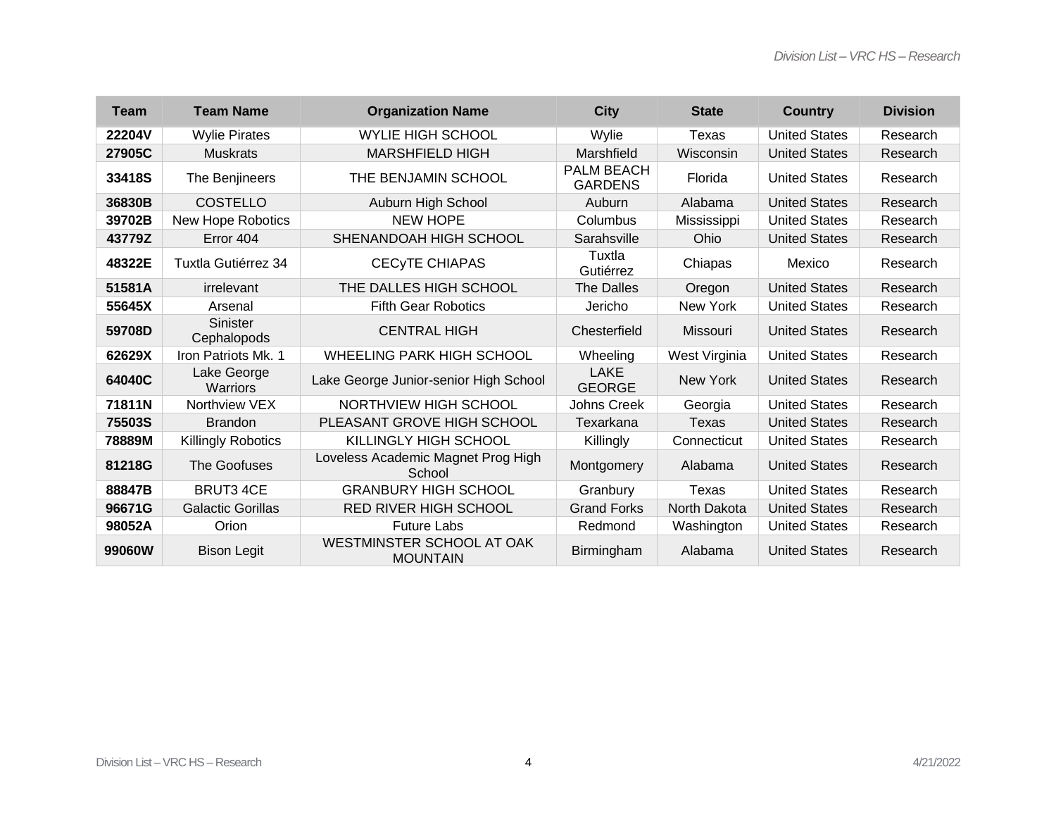| Team | Team Name | Organization Name | City | State | Country | Division |
|---|---|---|---|---|---|---|
| **22204V** | Wylie Pirates | WYLIE HIGH SCHOOL | Wylie | Texas | United States | Research |
| **27905C** | Muskrats | MARSHFIELD HIGH | Marshfield | Wisconsin | United States | Research |
| **33418S** | The Benjineers | THE BENJAMIN SCHOOL | PALM BEACH GARDENS | Florida | United States | Research |
| **36830B** | COSTELLO | Auburn High School | Auburn | Alabama | United States | Research |
| **39702B** | New Hope Robotics | NEW HOPE | Columbus | Mississippi | United States | Research |
| **43779Z** | Error 404 | SHENANDOAH HIGH SCHOOL | Sarahsville | Ohio | United States | Research |
| **48322E** | Tuxtla Gutiérrez 34 | CECyTE CHIAPAS | Tuxtla Gutiérrez | Chiapas | Mexico | Research |
| **51581A** | irrelevant | THE DALLES HIGH SCHOOL | The Dalles | Oregon | United States | Research |
| **55645X** | Arsenal | Fifth Gear Robotics | Jericho | New York | United States | Research |
| **59708D** | Sinister Cephalopods | CENTRAL HIGH | Chesterfield | Missouri | United States | Research |
| **62629X** | Iron Patriots Mk. 1 | WHEELING PARK HIGH SCHOOL | Wheeling | West Virginia | United States | Research |
| **64040C** | Lake George Warriors | Lake George Junior-senior High School | LAKE GEORGE | New York | United States | Research |
| **71811N** | Northview VEX | NORTHVIEW HIGH SCHOOL | Johns Creek | Georgia | United States | Research |
| **75503S** | Brandon | PLEASANT GROVE HIGH SCHOOL | Texarkana | Texas | United States | Research |
| **78889M** | Killingly Robotics | KILLINGLY HIGH SCHOOL | Killingly | Connecticut | United States | Research |
| **81218G** | The Goofuses | Loveless Academic Magnet Prog High School | Montgomery | Alabama | United States | Research |
| **88847B** | BRUT3 4CE | GRANBURY HIGH SCHOOL | Granbury | Texas | United States | Research |
| **96671G** | Galactic Gorillas | RED RIVER HIGH SCHOOL | Grand Forks | North Dakota | United States | Research |
| **98052A** | Orion | Future Labs | Redmond | Washington | United States | Research |
| **99060W** | Bison Legit | WESTMINSTER SCHOOL AT OAK MOUNTAIN | Birmingham | Alabama | United States | Research |